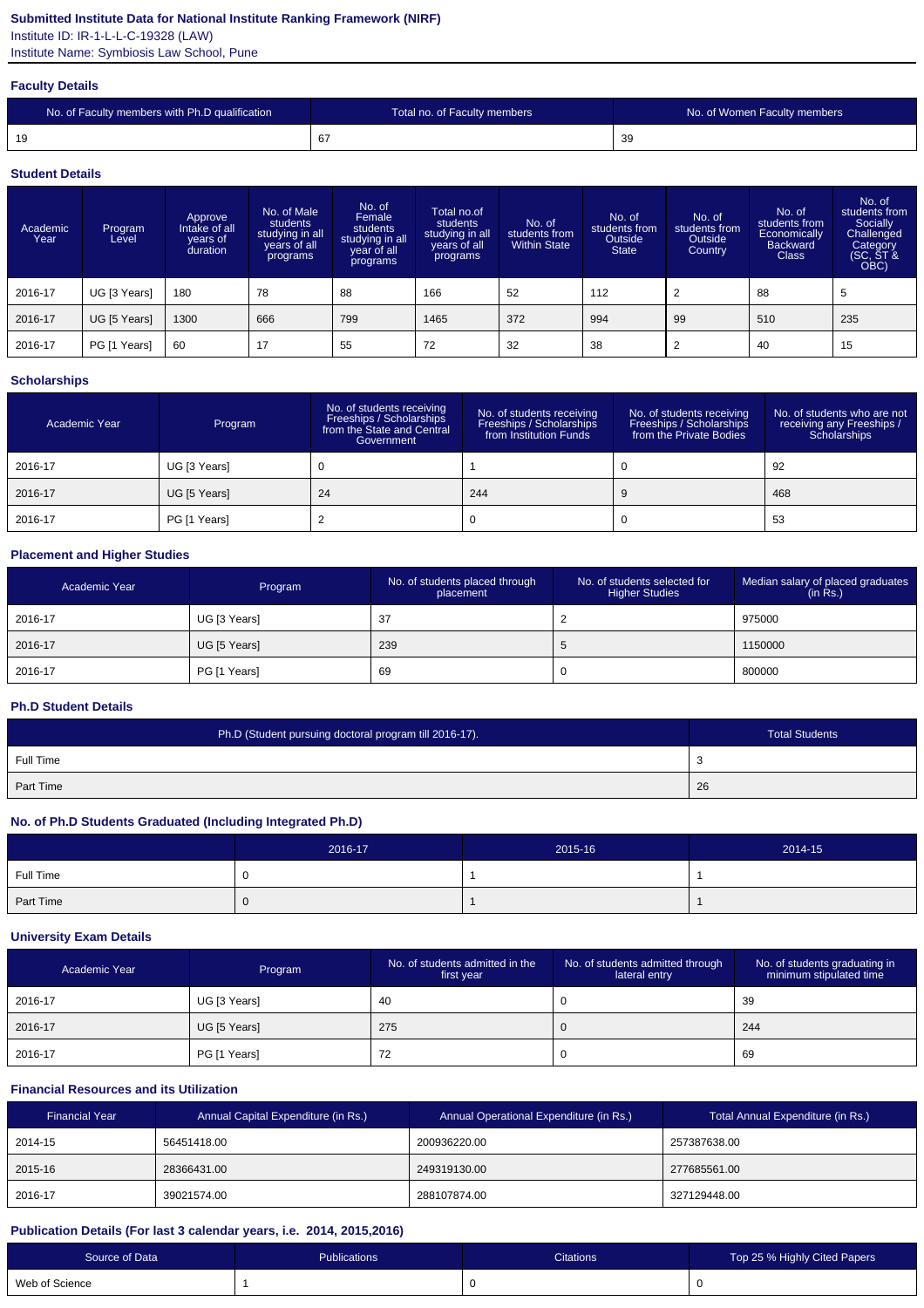**Submitted Institute Data for National Institute Ranking Framework (NIRF)**

Institute ID: IR-1-L-L-C-19328 (LAW)

Institute Name: Symbiosis Law School, Pune

### Faculty Details

| No. of Faculty members with Ph.D qualification | Total no. of Faculty members | No. of Women Faculty members |
|---|---|---|
| 19 | 67 | 39 |

### Student Details

| Academic Year | Program Level | Approve Intake of all years of duration | No. of Male students studying in all years of all programs | No. of Female students studying in all year of all programs | Total no.of students studying in all years of all programs | No. of students from Within State | No. of students from Outside State | No. of students from Outside Country | No. of students from Economically Backward Class | No. of students from Socially Challenged Category (SC, ST & OBC) |
|---|---|---|---|---|---|---|---|---|---|---|
| 2016-17 | UG [3 Years] | 180 | 78 | 88 | 166 | 52 | 112 | 2 | 88 | 5 |
| 2016-17 | UG [5 Years] | 1300 | 666 | 799 | 1465 | 372 | 994 | 99 | 510 | 235 |
| 2016-17 | PG [1 Years] | 60 | 17 | 55 | 72 | 32 | 38 | 2 | 40 | 15 |

### Scholarships

| Academic Year | Program | No. of students receiving Freeships / Scholarships from the State and Central Government | No. of students receiving Freeships / Scholarships from Institution Funds | No. of students receiving Freeships / Scholarships from the Private Bodies | No. of students who are not receiving any Freeships / Scholarships |
|---|---|---|---|---|---|
| 2016-17 | UG [3 Years] | 0 | 1 | 0 | 92 |
| 2016-17 | UG [5 Years] | 24 | 244 | 9 | 468 |
| 2016-17 | PG [1 Years] | 2 | 0 | 0 | 53 |

### Placement and Higher Studies

| Academic Year | Program | No. of students placed through placement | No. of students selected for Higher Studies | Median salary of placed graduates (in Rs.) |
|---|---|---|---|---|
| 2016-17 | UG [3 Years] | 37 | 2 | 975000 |
| 2016-17 | UG [5 Years] | 239 | 5 | 1150000 |
| 2016-17 | PG [1 Years] | 69 | 0 | 800000 |

### Ph.D Student Details

| Ph.D (Student pursuing doctoral program till 2016-17). | Total Students |
|---|---|
| Full Time | 3 |
| Part Time | 26 |

### No. of Ph.D Students Graduated (Including Integrated Ph.D)

| | 2016-17 | 2015-16 | 2014-15 |
|---|---|---|---|
| Full Time | 0 | 1 | 1 |
| Part Time | 0 | 1 | 1 |

### University Exam Details

| Academic Year | Program | No. of students admitted in the first year | No. of students admitted through lateral entry | No. of students graduating in minimum stipulated time |
|---|---|---|---|---|
| 2016-17 | UG [3 Years] | 40 | 0 | 39 |
| 2016-17 | UG [5 Years] | 275 | 0 | 244 |
| 2016-17 | PG [1 Years] | 72 | 0 | 69 |

### Financial Resources and its Utilization

| Financial Year | Annual Capital Expenditure (in Rs.) | Annual Operational Expenditure (in Rs.) | Total Annual Expenditure (in Rs.) |
|---|---|---|---|
| 2014-15 | 56451418.00 | 200936220.00 | 257387638.00 |
| 2015-16 | 28366431.00 | 249319130.00 | 277685561.00 |
| 2016-17 | 39021574.00 | 288107874.00 | 327129448.00 |

### Publication Details (For last 3 calendar years, i.e. 2014, 2015,2016)

| Source of Data | Publications | Citations | Top 25 % Highly Cited Papers |
|---|---|---|---|
| Web of Science | 1 | 0 | 0 |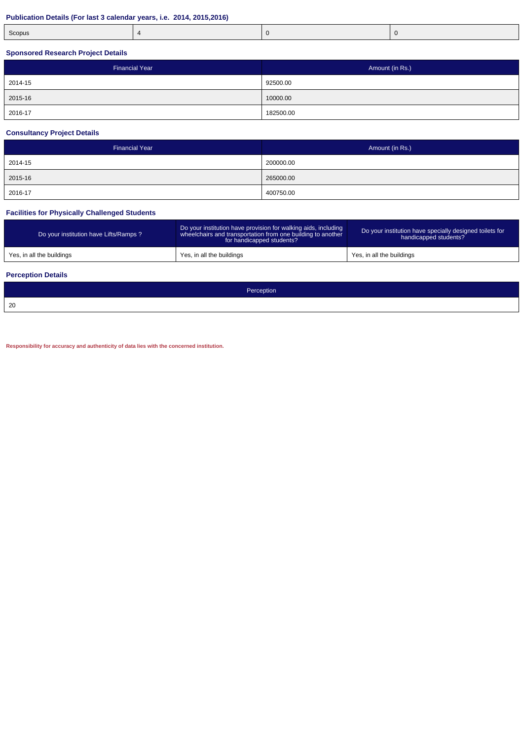### Publication Details (For last 3 calendar years, i.e. 2014, 2015,2016)

| | | | |
|---|---|---|---|
| Scopus | 4 | 0 | 0 |

### Sponsored Research Project Details

| Financial Year | Amount (in Rs.) |
|---|---|
| 2014-15 | 92500.00 |
| 2015-16 | 10000.00 |
| 2016-17 | 182500.00 |

### Consultancy Project Details

| Financial Year | Amount (in Rs.) |
|---|---|
| 2014-15 | 200000.00 |
| 2015-16 | 265000.00 |
| 2016-17 | 400750.00 |

### Facilities for Physically Challenged Students

| Do your institution have Lifts/Ramps ? | Do your institution have provision for walking aids, including wheelchairs and transportation from one building to another for handicapped students? | Do your institution have specially designed toilets for handicapped students? |
|---|---|---|
| Yes, in all the buildings | Yes, in all the buildings | Yes, in all the buildings |

### Perception Details

| Perception |
|---|
| 20 |

**Responsibility for accuracy and authenticity of data lies with the concerned institution.**